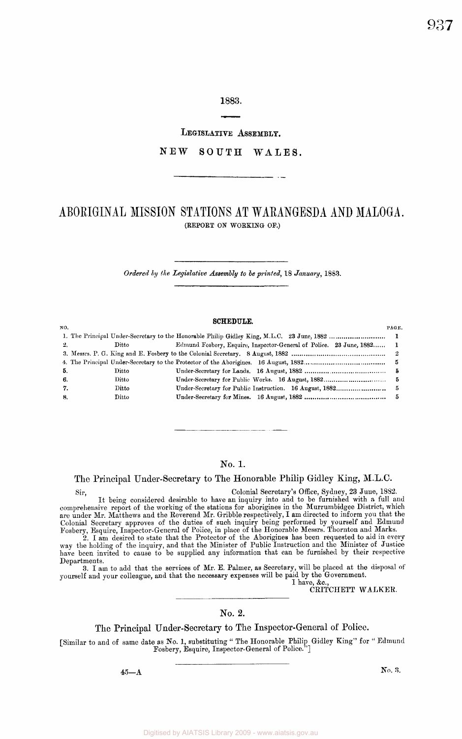1883.

LEGISLATIVE ASSEMBLY.

NEW SOUTH WALES.

# ABORIGINAL MISSION STATIONS AT WARANGESDA AND MALOGA.

(REPORT ON WORKING OF.)

*Ordered by the Legislative Assembly to be printed,* 18 *January,* 1883.

## SCHEDULE.

| NO. | | | PAGE. |
|---|---|---|---|
| 1. | The Principal Under-Secretary to the Honorable Philip Gidley King, M.L.C. 23 June, 1882 | | 1 |
| 2. | Ditto | Edmund Fosbery, Esquire, Inspector-General of Police. 23 June, 1882 | 1 |
| 3. | Messrs. P. G. King and E. Fosbery to the Colonial Secretary. 8 August, 1882 | | 2 |
| 4. | The Principal Under-Secretary to the Protector of the Aborigines. 16 August, 1882 | | 5 |
| 5. | Ditto | Under-Secretary for Lands. 16 August, 1882 | 5 |
| 6. | Ditto | Under-Secretary for Public Works. 16 August, 1882 | 5 |
| 7. | Ditto | Under-Secretary for Public Instruction. 16 August, 1882 | 5 |
| 8. | Ditto | Under-Secretary for Mines. 16 August, 1882 | 5 |

## No. 1.

### The Principal Under-Secretary to The Honorable Philip Gidley King, M.L.C.

Sir, Colonial Secretary's Office, Sydney, 23 June, 1882.

It being considered desirable to have an inquiry into and to be furnished with a full and comprehensive report of the working of the stations for aborigines in the Murrumbidgee District, which are under Mr. Matthews and the Reverend Mr. Gribble respectively, I am directed to inform you that the Colonial Secretary approves of the duties of such inquiry being performed by yourself and Edmund Fosbery, Esquire, Inspector-General of Police, in place of the Honorable Messrs. Thornton and Marks.

2. I am desired to state that the Protector of the Aborigines has been requested to aid in every way the holding of the inquiry, and that the Minister of Public Instruction and the Minister of Justice have been invited to cause to be supplied any information that can be furnished by their respective Departments.

3. I am to add that the services of Mr. E. Palmer, as Secretary, will be placed at the disposal of yourself and your colleague, and that the necessary expenses will be paid by the Government.

I have, &c.,
CRITCHETT WALKER.

## No. 2.

### The Principal Under-Secretary to The Inspector-General of Police.

[Similar to and of same date as No. 1, substituting "The Honorable Philip Gidley King" for "Edmund Fosbery, Esquire, Inspector-General of Police."]

45—A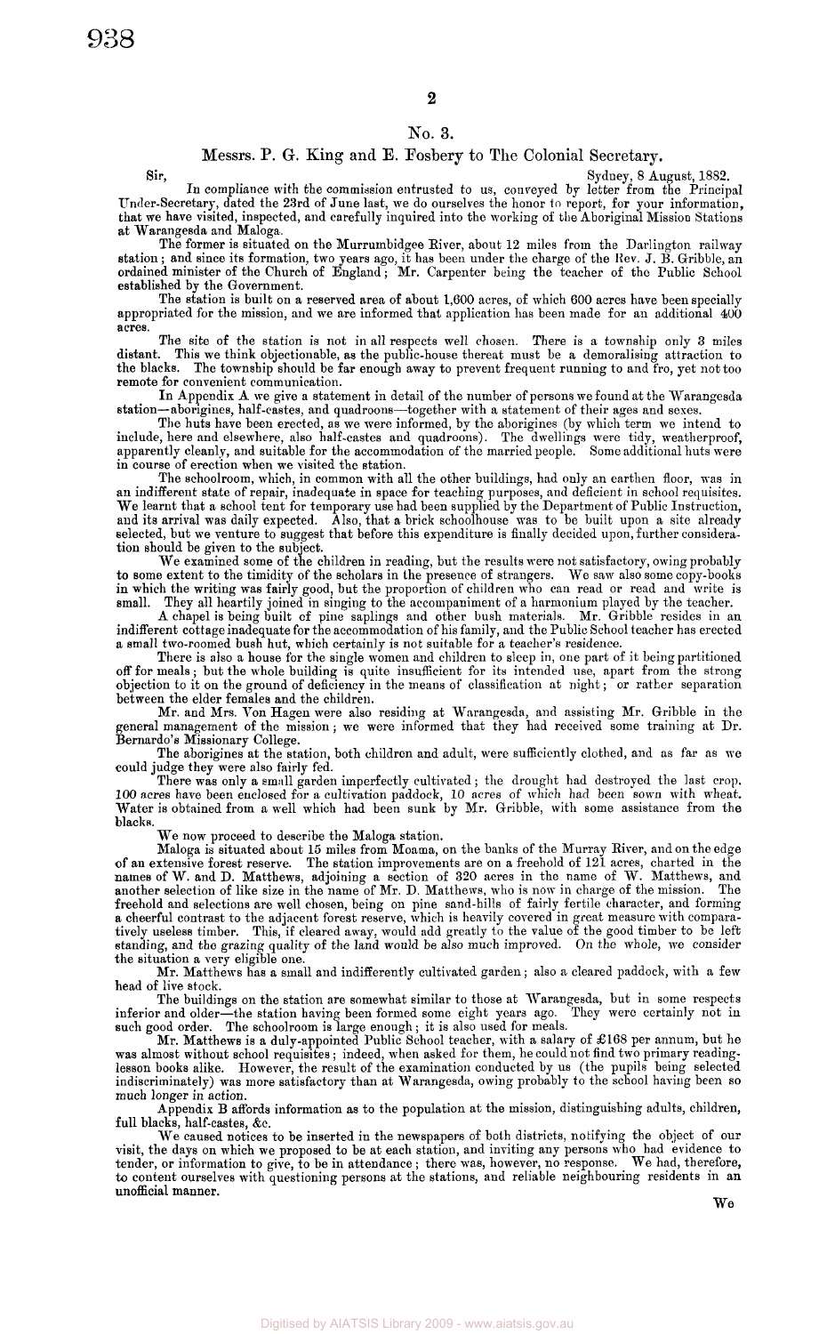## No. 3.

### Messrs. P. G. King and E. Fosbery to The Colonial Secretary.

Sir, Sydney, 8 August, 1882.

In compliance with the commission entrusted to us, conveyed by letter from the Principal Under-Secretary, dated the 23rd of June last, we do ourselves the honor to report, for your information, that we have visited, inspected, and carefully inquired into the working of the Aboriginal Mission Stations at Warangesda and Maloga.

The former is situated on the Murrumbidgee River, about 12 miles from the Darlington railway station; and since its formation, two years ago, it has been under the charge of the Rev. J. B. Gribble, an ordained minister of the Church of England; Mr. Carpenter being the teacher of the Public School established by the Government.

The station is built on a reserved area of about 1,600 acres, of which 600 acres have been specially appropriated for the mission, and we are informed that application has been made for an additional 400 acres.

The site of the station is not in all respects well chosen. There is a township only 3 miles distant. This we think objectionable, as the public-house thereat must be a demoralising attraction to the blacks. The township should be far enough away to prevent frequent running to and fro, yet not too remote for convenient communication.

In Appendix A we give a statement in detail of the number of persons we found at the Warangesda station—aborigines, half-castes, and quadroons—together with a statement of their ages and sexes.

The huts have been erected, as we were informed, by the aborigines (by which term we intend to include, here and elsewhere, also half-castes and quadroons). The dwellings were tidy, weatherproof, apparently cleanly, and suitable for the accommodation of the married people. Some additional huts were in course of erection when we visited the station.

The schoolroom, which, in common with all the other buildings, had only an earthen floor, was in an indifferent state of repair, inadequate in space for teaching purposes, and deficient in school requisites. We learnt that a school tent for temporary use had been supplied by the Department of Public Instruction, and its arrival was daily expected. Also, that a brick schoolhouse was to be built upon a site already selected, but we venture to suggest that before this expenditure is finally decided upon, further consideration should be given to the subject.

We examined some of the children in reading, but the results were not satisfactory, owing probably to some extent to the timidity of the scholars in the presence of strangers. We saw also some copy-books in which the writing was fairly good, but the proportion of children who can read or read and write is small. They all heartily joined in singing to the accompaniment of a harmonium played by the teacher.

A chapel is being built of pine saplings and other bush materials. Mr. Gribble resides in an indifferent cottage inadequate for the accommodation of his family, and the Public School teacher has erected a small two-roomed bush hut, which certainly is not suitable for a teacher's residence.

There is also a house for the single women and children to sleep in, one part of it being partitioned off for meals; but the whole building is quite insufficient for its intended use, apart from the strong objection to it on the ground of deficiency in the means of classification at night; or rather separation between the elder females and the children.

Mr. and Mrs. Von Hagen were also residing at Warangesda, and assisting Mr. Gribble in the general management of the mission; we were informed that they had received some training at Dr. Bernardo's Missionary College.

The aborigines at the station, both children and adult, were sufficiently clothed, and as far as we could judge they were also fairly fed.

There was only a small garden imperfectly cultivated; the drought had destroyed the last crop. 100 acres have been enclosed for a cultivation paddock, 10 acres of which had been sown with wheat. Water is obtained from a well which had been sunk by Mr. Gribble, with some assistance from the blacks.

We now proceed to describe the Maloga station.

Maloga is situated about 15 miles from Moama, on the banks of the Murray River, and on the edge of an extensive forest reserve. The station improvements are on a freehold of 121 acres, charted in the names of W. and D. Matthews, adjoining a section of 320 acres in the name of W. Matthews, and another selection of like size in the name of Mr. D. Matthews, who is now in charge of the mission. The freehold and selections are well chosen, being on pine sand-hills of fairly fertile character, and forming a cheerful contrast to the adjacent forest reserve, which is heavily covered in great measure with comparatively useless timber. This, if cleared away, would add greatly to the value of the good timber to be left standing, and the grazing quality of the land would be also much improved. On the whole, we consider the situation a very eligible one.

Mr. Matthews has a small and indifferently cultivated garden; also a cleared paddock, with a few head of live stock.

The buildings on the station are somewhat similar to those at Warangesda, but in some respects inferior and older—the station having been formed some eight years ago. They were certainly not in such good order. The schoolroom is large enough; it is also used for meals.

Mr. Matthews is a duly-appointed Public School teacher, with a salary of £168 per annum, but he was almost without school requisites; indeed, when asked for them, he could not find two primary reading-lesson books alike. However, the result of the examination conducted by us (the pupils being selected indiscriminately) was more satisfactory than at Warangesda, owing probably to the school having been so much longer in action.

Appendix B affords information as to the population at the mission, distinguishing adults, children, full blacks, half-castes, &c.

We caused notices to be inserted in the newspapers of both districts, notifying the object of our visit, the days on which we proposed to be at each station, and inviting any persons who had evidence to tender, or information to give, to be in attendance; there was, however, no response. We had, therefore, to content ourselves with questioning persons at the stations, and reliable neighbouring residents in an unofficial manner.

We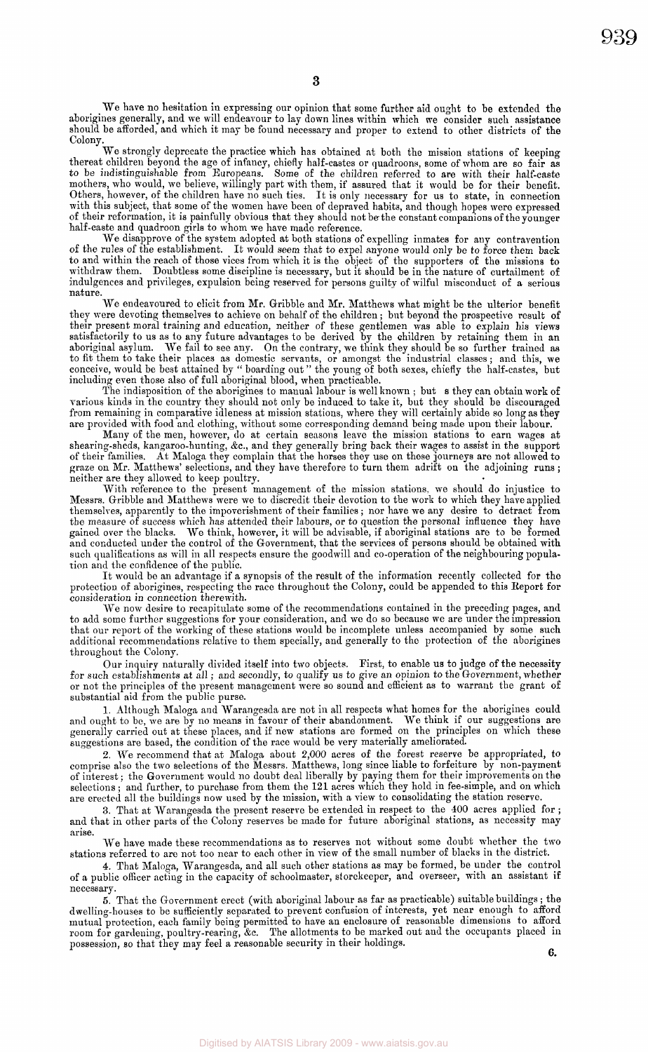We have no hesitation in expressing our opinion that some further aid ought to be extended the aborigines generally, and we will endeavour to lay down lines within which we consider such assistance should be afforded, and which it may be found necessary and proper to extend to other districts of the Colony.

We strongly deprecate the practice which has obtained at both the mission stations of keeping thereat children beyond the age of infancy, chiefly half-castes or quadroons, some of whom are so fair as to be indistinguishable from Europeans. Some of the children referred to are with their half-caste mothers, who would, we believe, willingly part with them, if assured that it would be for their benefit. Others, however, of the children have no such ties. It is only necessary for us to state, in connection with this subject, that some of the women have been of depraved habits, and though hopes were expressed of their reformation, it is painfully obvious that they should not be the constant companions of the younger half-caste and quadroon girls to whom we have made reference.

We disapprove of the system adopted at both stations of expelling inmates for any contravention of the rules of the establishment. It would seem that to expel anyone would only be to force them back to and within the reach of those vices from which it is the object of the supporters of the missions to withdraw them. Doubtless some discipline is necessary, but it should be in the nature of curtailment of indulgences and privileges, expulsion being reserved for persons guilty of wilful misconduct of a serious nature.

We endeavoured to elicit from Mr. Gribble and Mr. Matthews what might be the ulterior benefit they were devoting themselves to achieve on behalf of the children; but beyond the prospective result of their present moral training and education, neither of these gentlemen was able to explain his views satisfactorily to us as to any future advantages to be derived by the children by retaining them in an aboriginal asylum. We fail to see any. On the contrary, we think they should be so further trained as to fit them to take their places as domestic servants, or amongst the industrial classes; and this, we conceive, would be best attained by "boarding out" the young of both sexes, chiefly the half-castes, but including even those also of full aboriginal blood, when practicable.

The indisposition of the aborigines to manual labour is well known; but s they can obtain work of various kinds in the country they should not only be induced to take it, but they should be discouraged from remaining in comparative idleness at mission stations, where they will certainly abide so long as they are provided with food and clothing, without some corresponding demand being made upon their labour.

Many of the men, however, do at certain seasons leave the mission stations to earn wages at shearing-sheds, kangaroo-hunting, &c., and they generally bring back their wages to assist in the support of their families. At Maloga they complain that the horses they use on these journeys are not allowed to graze on Mr. Matthews' selections, and they have therefore to turn them adrift on the adjoining runs; neither are they allowed to keep poultry.

With reference to the present management of the mission stations, we should do injustice to Messrs. Gribble and Matthews were we to discredit their devotion to the work to which they have applied themselves, apparently to the impoverishment of their families; nor have we any desire to detract from the measure of success which has attended their labours, or to question the personal influence they have gained over the blacks. We think, however, it will be advisable, if aboriginal stations are to be formed and conducted under the control of the Government, that the services of persons should be obtained with such qualifications as will in all respects ensure the goodwill and co-operation of the neighbouring population and the confidence of the public.

It would be an advantage if a synopsis of the result of the information recently collected for the protection of aborigines, respecting the race throughout the Colony, could be appended to this Report for consideration in connection therewith.

We now desire to recapitulate some of the recommendations contained in the preceding pages, and to add some further suggestions for your consideration, and we do so because we are under the impression that our report of the working of these stations would be incomplete unless accompanied by some such additional recommendations relative to them specially, and generally to the protection of the aborigines throughout the Colony.

Our inquiry naturally divided itself into two objects. First, to enable us to judge of the necessity for such establishments at all; and secondly, to qualify us to give an opinion to the Government, whether or not the principles of the present management were so sound and efficient as to warrant the grant of substantial aid from the public purse.

1. Although Maloga and Warangesda are not in all respects what homes for the aborigines could and ought to be, we are by no means in favour of their abandonment. We think if our suggestions are generally carried out at these places, and if new stations are formed on the principles on which these suggestions are based, the condition of the race would be very materially ameliorated.

2. We recommend that at Maloga about 2,000 acres of the forest reserve be appropriated, to comprise also the two selections of the Messrs. Matthews, long since liable to forfeiture by non-payment of interest; the Government would no doubt deal liberally by paying them for their improvements on the selections; and further, to purchase from them the 121 acres which they hold in fee-simple, and on which are erected all the buildings now used by the mission, with a view to consolidating the station reserve.

3. That at Warangesda the present reserve be extended in respect to the 400 acres applied for; and that in other parts of the Colony reserves be made for future aboriginal stations, as necessity may arise.

We have made these recommendations as to reserves not without some doubt whether the two stations referred to are not too near to each other in view of the small number of blacks in the district.

4. That Maloga, Warangesda, and all such other stations as may be formed, be under the control of a public officer acting in the capacity of schoolmaster, storekeeper, and overseer, with an assistant if necessary.

5. That the Government erect (with aboriginal labour as far as practicable) suitable buildings; the dwelling-houses to be sufficiently separated to prevent confusion of interests, yet near enough to afford mutual protection, each family being permitted to have an enclosure of reasonable dimensions to afford room for gardening, poultry-rearing, &c. The allotments to be marked out and the occupants placed in possession, so that they may feel a reasonable security in their holdings.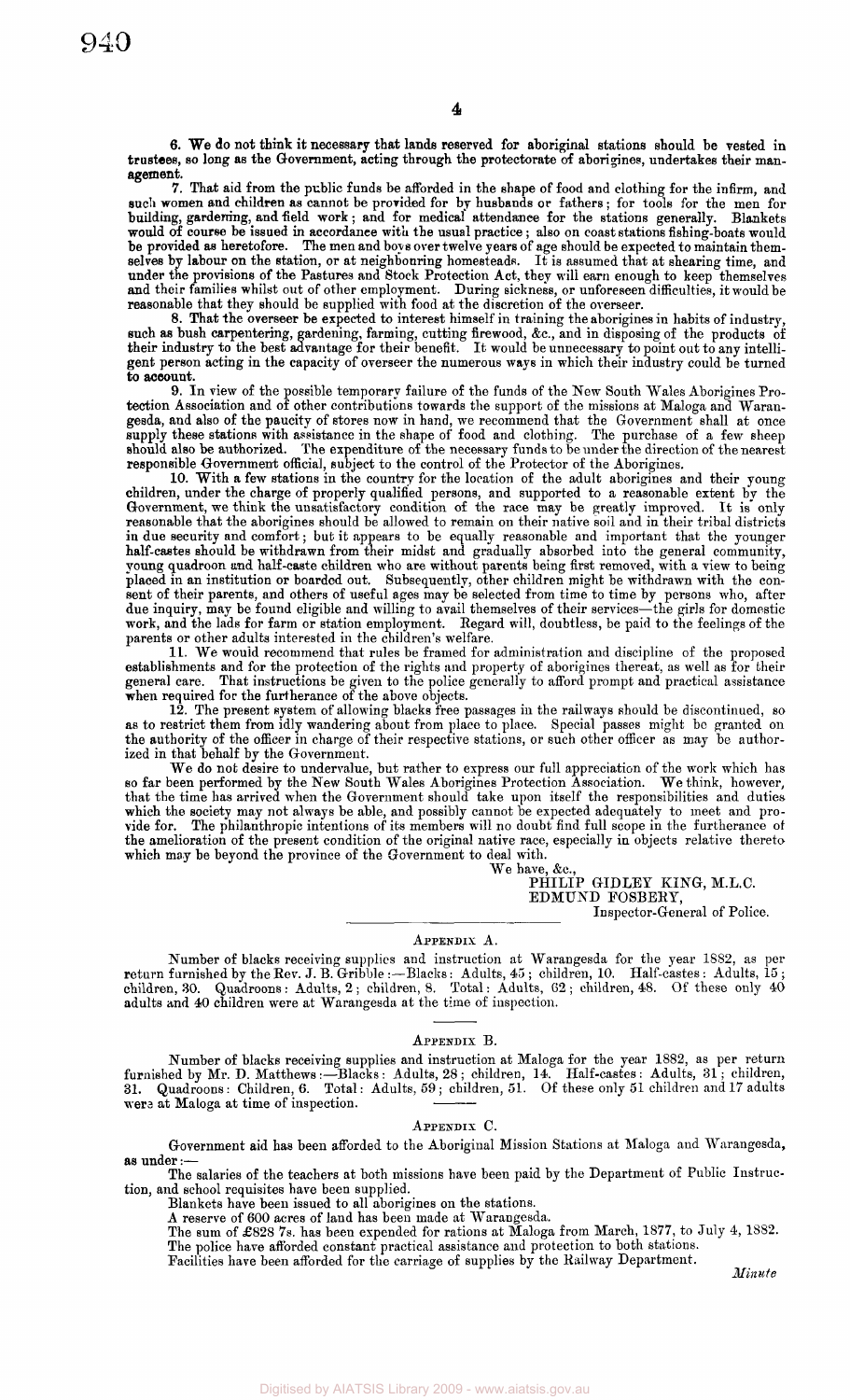6. We do not think it necessary that lands reserved for aboriginal stations should be vested in trustees, so long as the Government, acting through the protectorate of aborigines, undertakes their management.

7. That aid from the public funds be afforded in the shape of food and clothing for the infirm, and such women and children as cannot be provided for by husbands or fathers; for tools for the men for building, gardening, and field work; and for medical attendance for the stations generally. Blankets would of course be issued in accordance with the usual practice; also on coast stations fishing-boats would be provided as heretofore. The men and boys over twelve years of age should be expected to maintain themselves by labour on the station, or at neighbouring homesteads. It is assumed that at shearing time, and under the provisions of the Pastures and Stock Protection Act, they will earn enough to keep themselves and their families whilst out of other employment. During sickness, or unforeseen difficulties, it would be reasonable that they should be supplied with food at the discretion of the overseer.

8. That the overseer be expected to interest himself in training the aborigines in habits of industry, such as bush carpentering, gardening, farming, cutting firewood, &c., and in disposing of the products of their industry to the best advantage for their benefit. It would be unnecessary to point out to any intelligent person acting in the capacity of overseer the numerous ways in which their industry could be turned to account.

9. In view of the possible temporary failure of the funds of the New South Wales Aborigines Protection Association and of other contributions towards the support of the missions at Maloga and Warangesda, and also of the paucity of stores now in hand, we recommend that the Government shall at once supply these stations with assistance in the shape of food and clothing. The purchase of a few sheep should also be authorized. The expenditure of the necessary funds to be under the direction of the nearest responsible Government official, subject to the control of the Protector of the Aborigines.

10. With a few stations in the country for the location of the adult aborigines and their young children, under the charge of properly qualified persons, and supported to a reasonable extent by the Government, we think the unsatisfactory condition of the race may be greatly improved. It is only reasonable that the aborigines should be allowed to remain on their native soil and in their tribal districts in due security and comfort; but it appears to be equally reasonable and important that the younger half-castes should be withdrawn from their midst and gradually absorbed into the general community, young quadroon and half-caste children who are without parents being first removed, with a view to being placed in an institution or boarded out. Subsequently, other children might be withdrawn with the consent of their parents, and others of useful ages may be selected from time to time by persons who, after due inquiry, may be found eligible and willing to avail themselves of their services—the girls for domestic work, and the lads for farm or station employment. Regard will, doubtless, be paid to the feelings of the parents or other adults interested in the children's welfare.

11. We would recommend that rules be framed for administration and discipline of the proposed establishments and for the protection of the rights and property of aborigines thereat, as well as for their general care. That instructions be given to the police generally to afford prompt and practical assistance when required for the furtherance of the above objects.

12. The present system of allowing blacks free passages in the railways should be discontinued, so as to restrict them from idly wandering about from place to place. Special passes might be granted on the authority of the officer in charge of their respective stations, or such other officer as may be authorized in that behalf by the Government.

We do not desire to undervalue, but rather to express our full appreciation of the work which has so far been performed by the New South Wales Aborigines Protection Association. We think, however, that the time has arrived when the Government should take upon itself the responsibilities and duties which the society may not always be able, and possibly cannot be expected adequately to meet and provide for. The philanthropic intentions of its members will no doubt find full scope in the furtherance of the amelioration of the present condition of the original native race, especially in objects relative thereto which may be beyond the province of the Government to deal with.

We have, &c.,
PHILIP GIDLEY KING, M.L.C.
EDMUND FOSBERY,
Inspector-General of Police.

---

### Appendix A.

Number of blacks receiving supplies and instruction at Warangesda for the year 1882, as per return furnished by the Rev. J. B. Gribble:—Blacks: Adults, 45; children, 10. Half-castes: Adults, 15; children, 30. Quadroons: Adults, 2; children, 8. Total: Adults, 62; children, 48. Of these only 40 adults and 40 children were at Warangesda at the time of inspection.

---

### Appendix B.

Number of blacks receiving supplies and instruction at Maloga for the year 1882, as per return furnished by Mr. D. Matthews:—Blacks: Adults, 28; children, 14. Half-castes: Adults, 31; children, 31. Quadroons: Children, 6. Total: Adults, 59; children, 51. Of these only 51 children and 17 adults were at Maloga at time of inspection.

---

### Appendix C.

Government aid has been afforded to the Aboriginal Mission Stations at Maloga and Warangesda, as under:—

The salaries of the teachers at both missions have been paid by the Department of Public Instruction, and school requisites have been supplied.

Blankets have been issued to all aborigines on the stations.

A reserve of 600 acres of land has been made at Warangesda.

The sum of £828 7s. has been expended for rations at Maloga from March, 1877, to July 4, 1882.

The police have afforded constant practical assistance and protection to both stations.

Facilities have been afforded for the carriage of supplies by the Railway Department.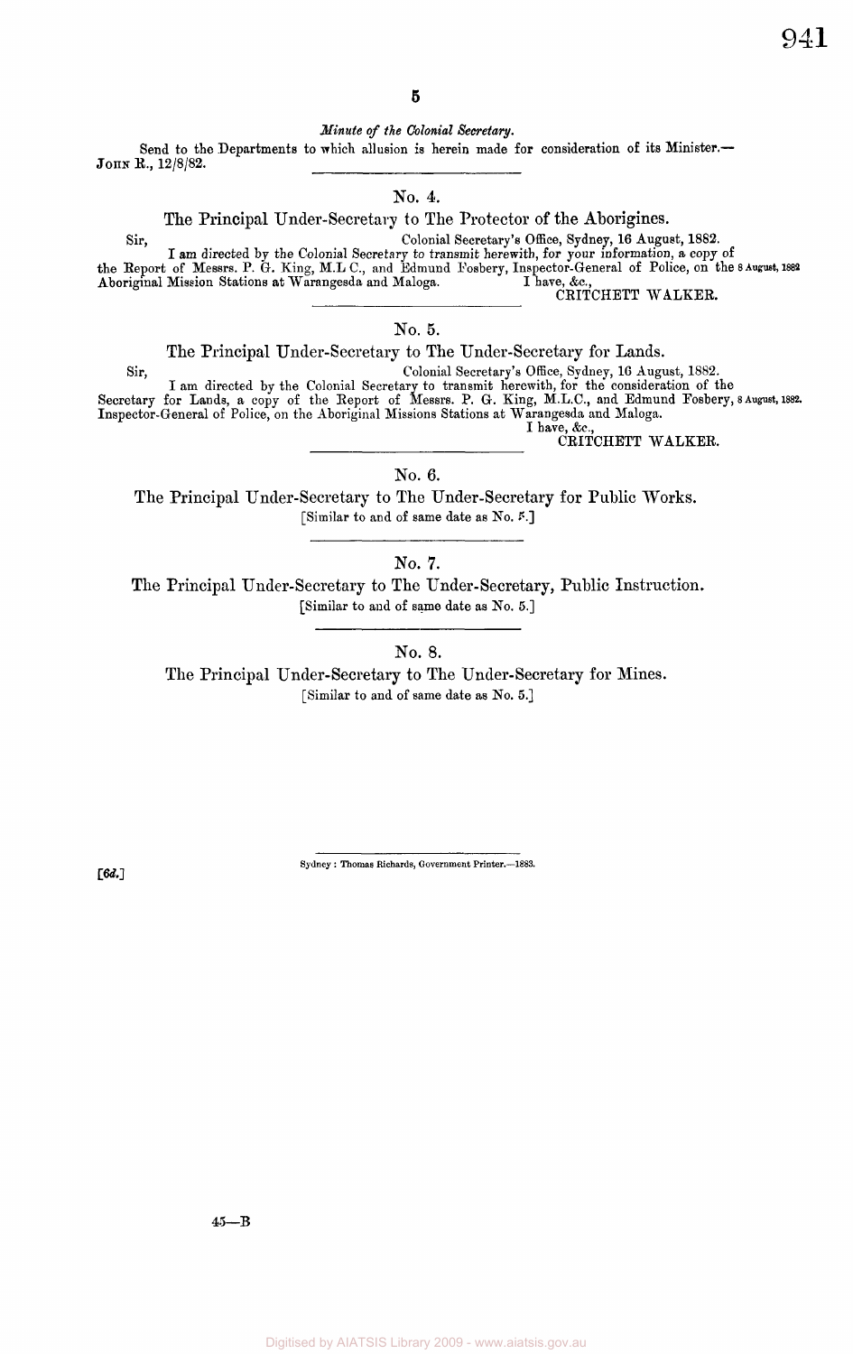*Minute of the Colonial Secretary.*

Send to the Departments to which allusion is herein made for consideration of its Minister.— JOHN R., 12/8/82.

---

No. 4.

The Principal Under-Secretary to The Protector of the Aborigines.

Sir, Colonial Secretary's Office, Sydney, 16 August, 1882.

I am directed by the Colonial Secretary to transmit herewith, for your information, a copy of the Report of Messrs. P. G. King, M.L.C., and Edmund Fosbery, Inspector-General of Police, on the Aboriginal Mission Stations at Warangesda and Maloga. 8 August, 1882

I have, &c.,
CRITCHETT WALKER.

---

No. 5.

The Principal Under-Secretary to The Under-Secretary for Lands.

Sir, Colonial Secretary's Office, Sydney, 16 August, 1882.

I am directed by the Colonial Secretary to transmit herewith, for the consideration of the Secretary for Lands, a copy of the Report of Messrs. P. G. King, M.L.C., and Edmund Fosbery, Inspector-General of Police, on the Aboriginal Missions Stations at Warangesda and Maloga. 8 August, 1882.

I have, &c.,
CRITCHETT WALKER.

---

No. 6.

The Principal Under-Secretary to The Under-Secretary for Public Works.

[Similar to and of same date as No. 5.]

---

No. 7.

The Principal Under-Secretary to The Under-Secretary, Public Instruction.

[Similar to and of same date as No. 5.]

---

No. 8.

The Principal Under-Secretary to The Under-Secretary for Mines.

[Similar to and of same date as No. 5.]

---

[6*d*.] Sydney: Thomas Richards, Government Printer.—1883.

45—B